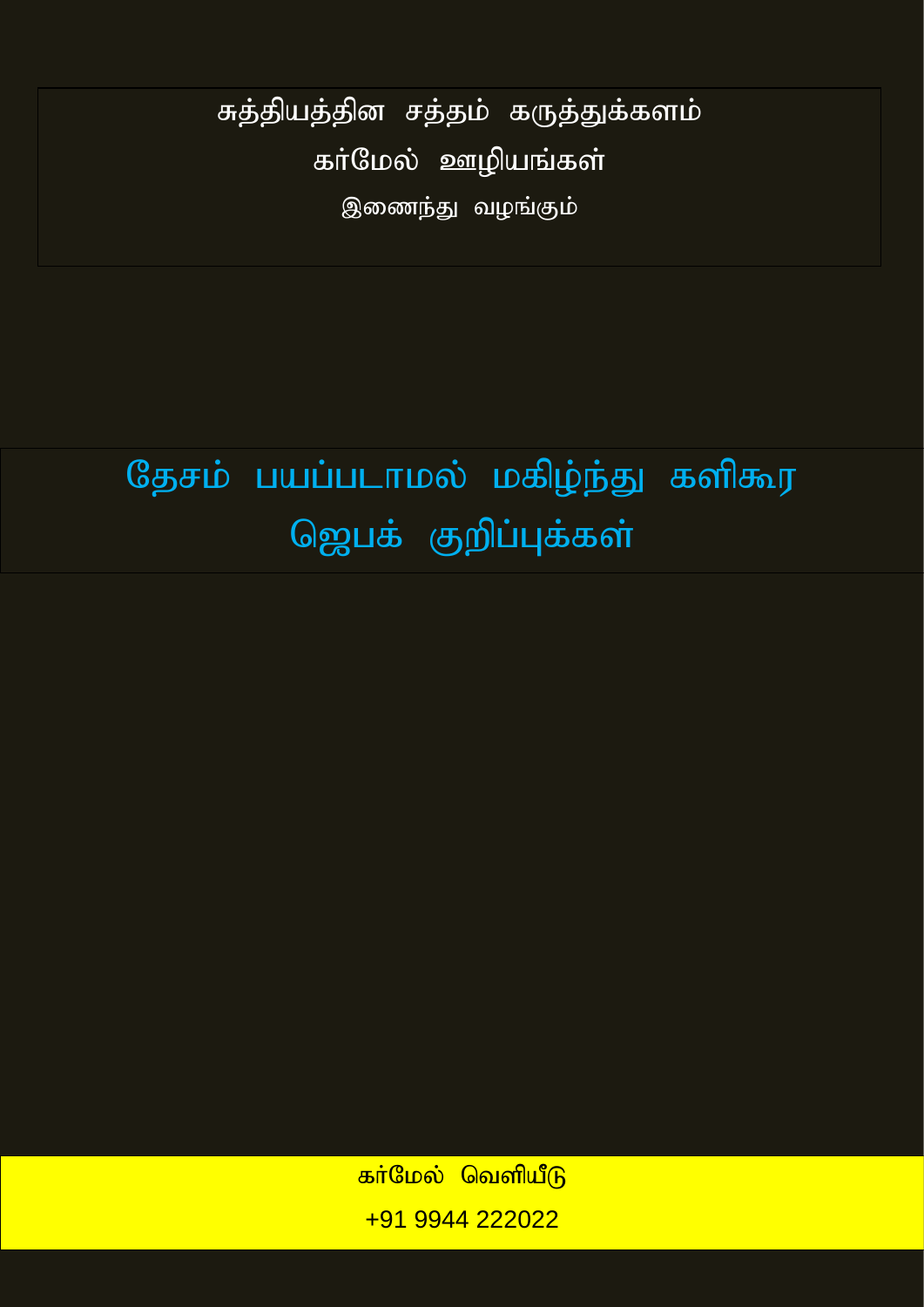சுத்தியத்தின சத்தம் கருத்துக்களம்

கர்மேல் ஊழியங்கள்

இணைந்து வழங்கும்

# தேசம் பயப்படாமல் மகிழ்ந்து களிகூர ஜெபக் குறிப்புக்கள்

கர்மேல் வெளியீடு

+91 9944 222022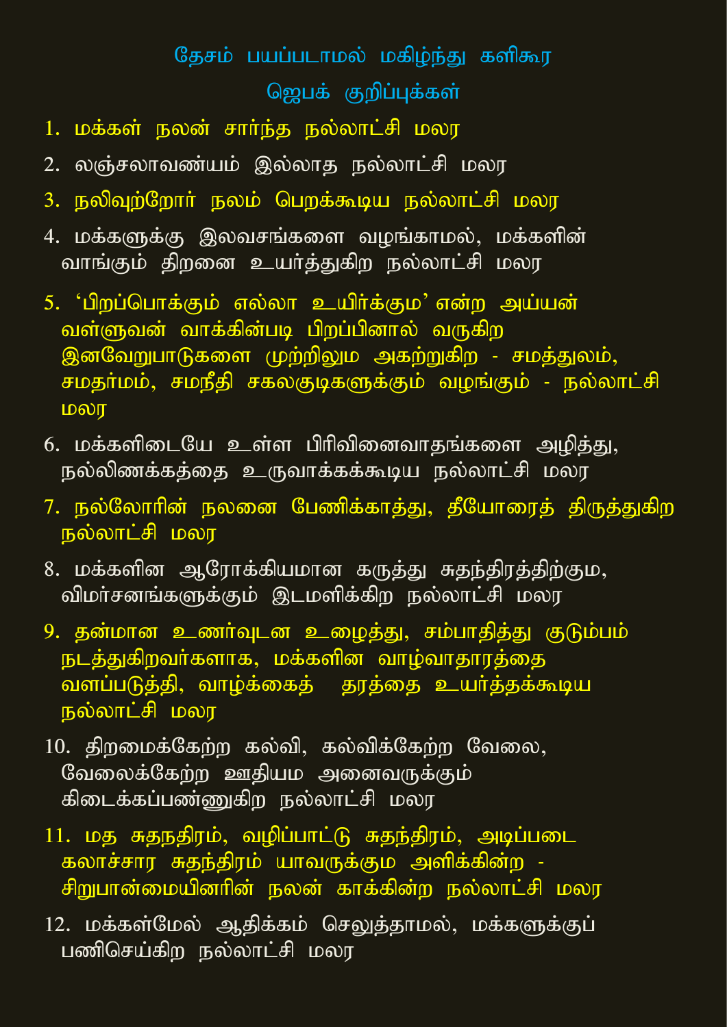## தேசம் பயப்படாமல் மகிழ்ந்து களிகூர

## ஜெபக் குறிப்புக்கள்

1. மக்கள் நலன் சார்ந்த நல்லாட்சி மலர
2. லஞ்சலாவண்யம் இல்லாத நல்லாட்சி மலர
3. நலிவுற்றோர் நலம் பெறக்கூடிய நல்லாட்சி மலர
4. மக்களுக்கு இலவசங்களை வழங்காமல், மக்களின் வாங்கும் திறனை உயர்த்துகிற நல்லாட்சி மலர
5. ‘பிறப்பொக்கும் எல்லா உயிர்க்கும’ என்ற அய்யன் வள்ளுவன் வாக்கின்படி பிறப்பினால் வருகிற இனவேறுபாடுகளை முற்றிலும அகற்றுகிற - சமத்துலம், சமதர்மம், சமநீதி சகலகுடிகளுக்கும் வழங்கும் - நல்லாட்சி மலர
6. மக்களிடையே உள்ள பிரிவினைவாதங்களை அழித்து, நல்லிணக்கத்தை உருவாக்கக்கூடிய நல்லாட்சி மலர
7. நல்லோரின் நலனை பேணிக்காத்து, தீயோரைத் திருத்துகிற நல்லாட்சி மலர
8. மக்களின ஆரோக்கியமான கருத்து சுதந்திரத்திற்கும, விமர்சனங்களுக்கும் இடமளிக்கிற நல்லாட்சி மலர
9. தன்மான உணர்வுடன உழைத்து, சம்பாதித்து குடும்பம் நடத்துகிறவர்களாக, மக்களின வாழ்வாதாரத்தை வளப்படுத்தி, வாழ்க்கைத் தரத்தை உயர்த்தக்கூடிய நல்லாட்சி மலர
10. திறமைக்கேற்ற கல்வி, கல்விக்கேற்ற வேலை, வேலைக்கேற்ற ஊதியம அனைவருக்கும் கிடைக்கப்பண்ணுகிற நல்லாட்சி மலர
11. மத சுதநதிரம், வழிப்பாட்டு சுதந்திரம், அடிப்படை கலாச்சார சுதந்திரம் யாவருக்கும அளிக்கின்ற - சிறுபான்மையினரின் நலன் காக்கின்ற நல்லாட்சி மலர
12. மக்கள்மேல் ஆதிக்கம் செலுத்தாமல், மக்களுக்குப் பணிசெய்கிற நல்லாட்சி மலர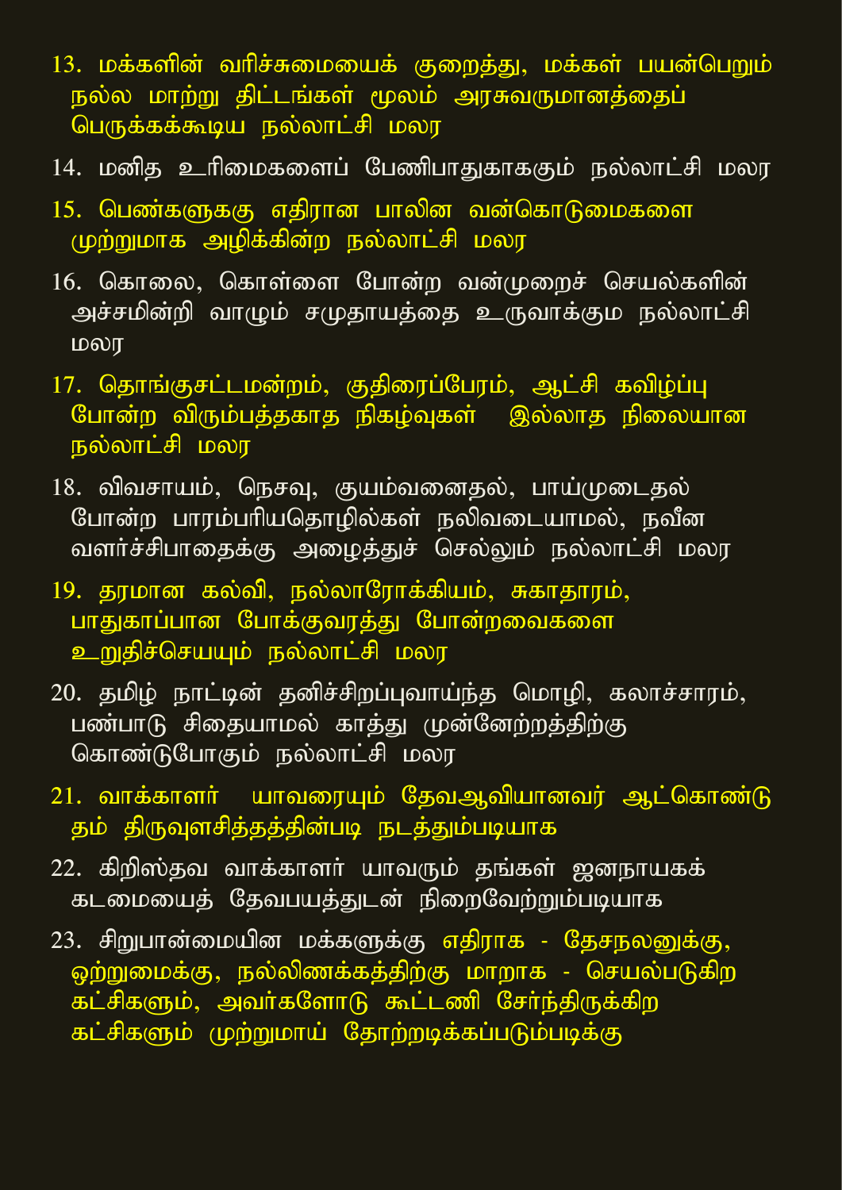13. மக்களின் வரிச்சுமையைக் குறைத்து, மக்கள் பயன்பெறும் நல்ல மாற்று திட்டங்கள் மூலம் அரசுவருமானத்தைப் பெருக்கக்கூடிய நல்லாட்சி மலர

14. மனித உரிமைகளைப் பேணிபாதுகாககும் நல்லாட்சி மலர

15. பெண்களுககு எதிரான பாலின வன்கொடுமைகளை முற்றுமாக அழிக்கின்ற நல்லாட்சி மலர

16. கொலை, கொள்ளை போன்ற வன்முறைச் செயல்களின் அச்சமின்றி வாழும் சமுதாயத்தை உருவாக்கும நல்லாட்சி மலர

17. தொங்குசட்டமன்றம், குதிரைப்பேரம், ஆட்சி கவிழ்ப்பு போன்ற விரும்பத்தகாத நிகழ்வுகள் இல்லாத நிலையான நல்லாட்சி மலர

18. விவசாயம், நெசவு, குயம்வனைதல், பாய்முடைதல் போன்ற பாரம்பரியதொழில்கள் நலிவடையாமல், நவீன வளர்ச்சிபாதைக்கு அழைத்துச் செல்லும் நல்லாட்சி மலர

19. தரமான கல்வி, நல்லாரோக்கியம், சுகாதாரம், பாதுகாப்பான போக்குவரத்து போன்றவைகளை உறுதிச்செயயும் நல்லாட்சி மலர

20. தமிழ் நாட்டின் தனிச்சிறப்புவாய்ந்த மொழி, கலாச்சாரம், பண்பாடு சிதையாமல் காத்து முன்னேற்றத்திற்கு கொண்டுபோகும் நல்லாட்சி மலர

21. வாக்காளர் யாவரையும் தேவஆவியானவர் ஆட்கொண்டு தம் திருவுளசித்தத்தின்படி நடத்தும்படியாக

22. கிறிஸ்தவ வாக்காளர் யாவரும் தங்கள் ஜனநாயகக் கடமையைத் தேவபயத்துடன் நிறைவேற்றும்படியாக

23. சிறுபான்மையின மக்களுக்கு எதிராக - தேசநலனுக்கு, ஒற்றுமைக்கு, நல்லிணக்கத்திற்கு மாறாக - செயல்படுகிற கட்சிகளும், அவர்களோடு கூட்டணி சேர்ந்திருக்கிற கட்சிகளும் முற்றுமாய் தோற்றடிக்கப்படும்படிக்கு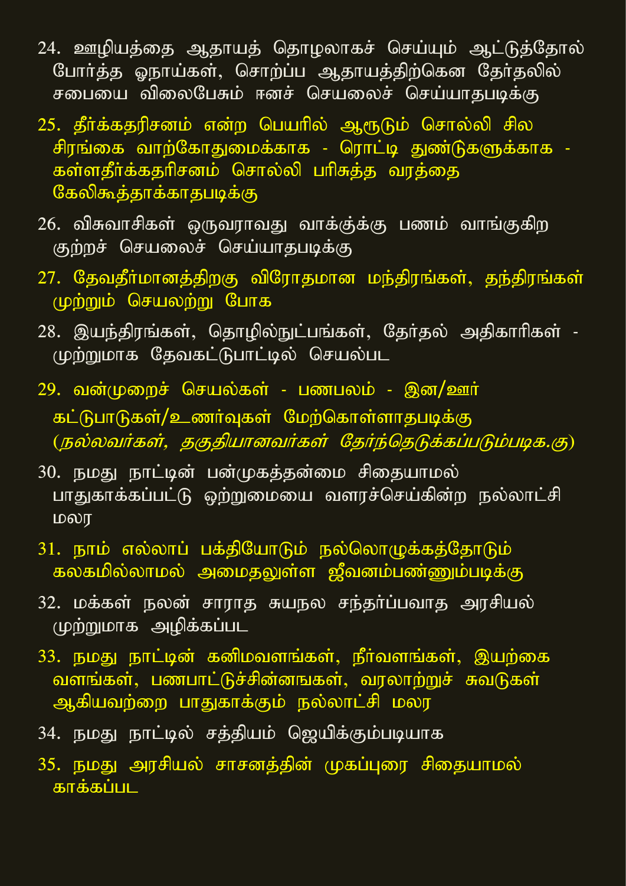24. ஊழியத்தை ஆதாயத் தொழலாகச் செய்யும் ஆட்டுத்தோல் போர்த்த ஓநாய்கள், சொற்ப ஆதாயத்திற்கென தேர்தலில் சபையை விலைபேசும் ஈனச் செயலைச் செய்யாதபடிக்கு

25. தீர்க்கதரிசனம் என்ற பெயரில் ஆரூடும் சொல்லி சில சிரங்கை வாற்கோதுமைக்காக - ரொட்டி துண்டுகளுக்காக - கள்ளதீர்க்கதரிசனம் சொல்லி பரிசுத்த வரத்தை கேலிகூத்தாக்காதபடிக்கு

26. விசுவாசிகள் ஒருவராவது வாக்குக்கு பணம் வாங்குகிற குற்றச் செயலைச் செய்யாதபடிக்கு

27. தேவதீர்மானத்திறகு விரோதமான மந்திரங்கள், தந்திரங்கள் முற்றும் செயலற்று போக

28. இயந்திரங்கள், தொழில்நுட்பங்கள், தேர்தல் அதிகாரிகள் - முற்றுமாக தேவகட்டுபாட்டில் செயல்பட

29. வன்முறைச் செயல்கள் - பணபலம் - இன/ஊர் கட்டுபாடுகள்/உணர்வுகள் மேற்கொள்ளாதபடிக்கு *(நல்லவர்கள், தகுதியானவர்கள் தேர்ந்தெடுக்கப்படும்படிக.கு)*

30. நமது நாட்டின் பன்முகத்தன்மை சிதையாமல் பாதுகாக்கப்பட்டு ஒற்றுமையை வளரச்செய்கின்ற நல்லாட்சி மலர

31. நாம் எல்லாப் பக்தியோடும் நல்லொழுக்கத்தோடும் கலகமில்லாமல் அமைதலுள்ள ஜீவனம்பண்ணும்படிக்கு

32. மக்கள் நலன் சாராத சுயநல சந்தர்ப்பவாத அரசியல் முற்றுமாக அழிக்கப்பட

33. நமது நாட்டின் கனிமவளங்கள், நீர்வளங்கள், இயற்கை வளங்கள், பணபாட்டுச்சின்னஙகள், வரலாற்றுச் சுவடுகள் ஆகியவற்றை பாதுகாக்கும் நல்லாட்சி மலர

34. நமது நாட்டில் சத்தியம் ஜெயிக்கும்படியாக

35. நமது அரசியல் சாசனத்தின் முகப்புரை சிதையாமல் காக்கப்பட